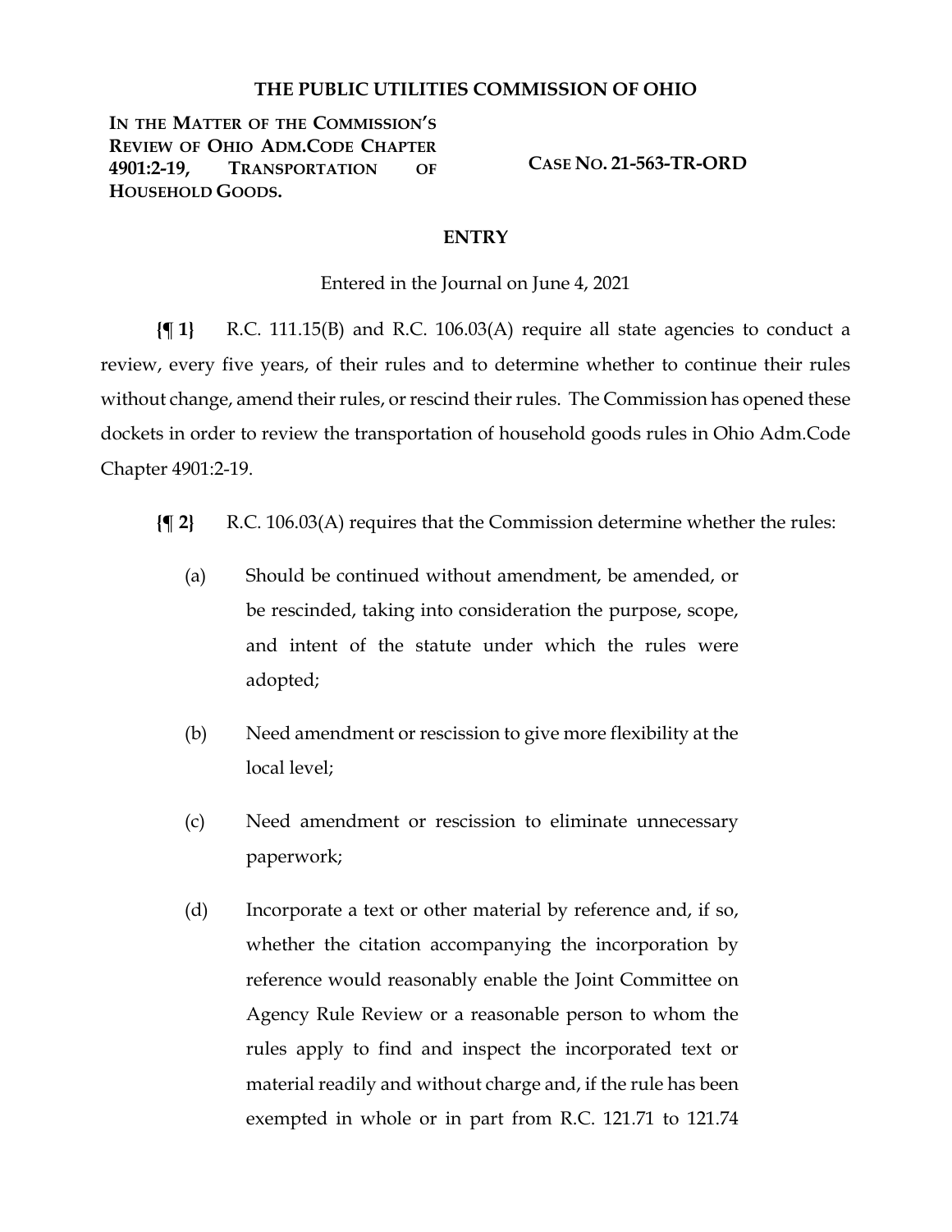# THE PUBLIC UTILITIES COMMISSION OF OHIO

**IN THE MATTER OF THE COMMISSION'S REVIEW OF OHIO ADM.CODE CHAPTER 4901:2-19, TRANSPORTATION OF HOUSEHOLD GOODS.**

**CASE NO. 21-563-TR-ORD**

## ENTRY

Entered in the Journal on June 4, 2021

**{¶ 1}** R.C. 111.15(B) and R.C. 106.03(A) require all state agencies to conduct a review, every five years, of their rules and to determine whether to continue their rules without change, amend their rules, or rescind their rules. The Commission has opened these dockets in order to review the transportation of household goods rules in Ohio Adm.Code Chapter 4901:2-19.

**{¶ 2}** R.C. 106.03(A) requires that the Commission determine whether the rules:

(a) Should be continued without amendment, be amended, or be rescinded, taking into consideration the purpose, scope, and intent of the statute under which the rules were adopted;

(b) Need amendment or rescission to give more flexibility at the local level;

(c) Need amendment or rescission to eliminate unnecessary paperwork;

(d) Incorporate a text or other material by reference and, if so, whether the citation accompanying the incorporation by reference would reasonably enable the Joint Committee on Agency Rule Review or a reasonable person to whom the rules apply to find and inspect the incorporated text or material readily and without charge and, if the rule has been exempted in whole or in part from R.C. 121.71 to 121.74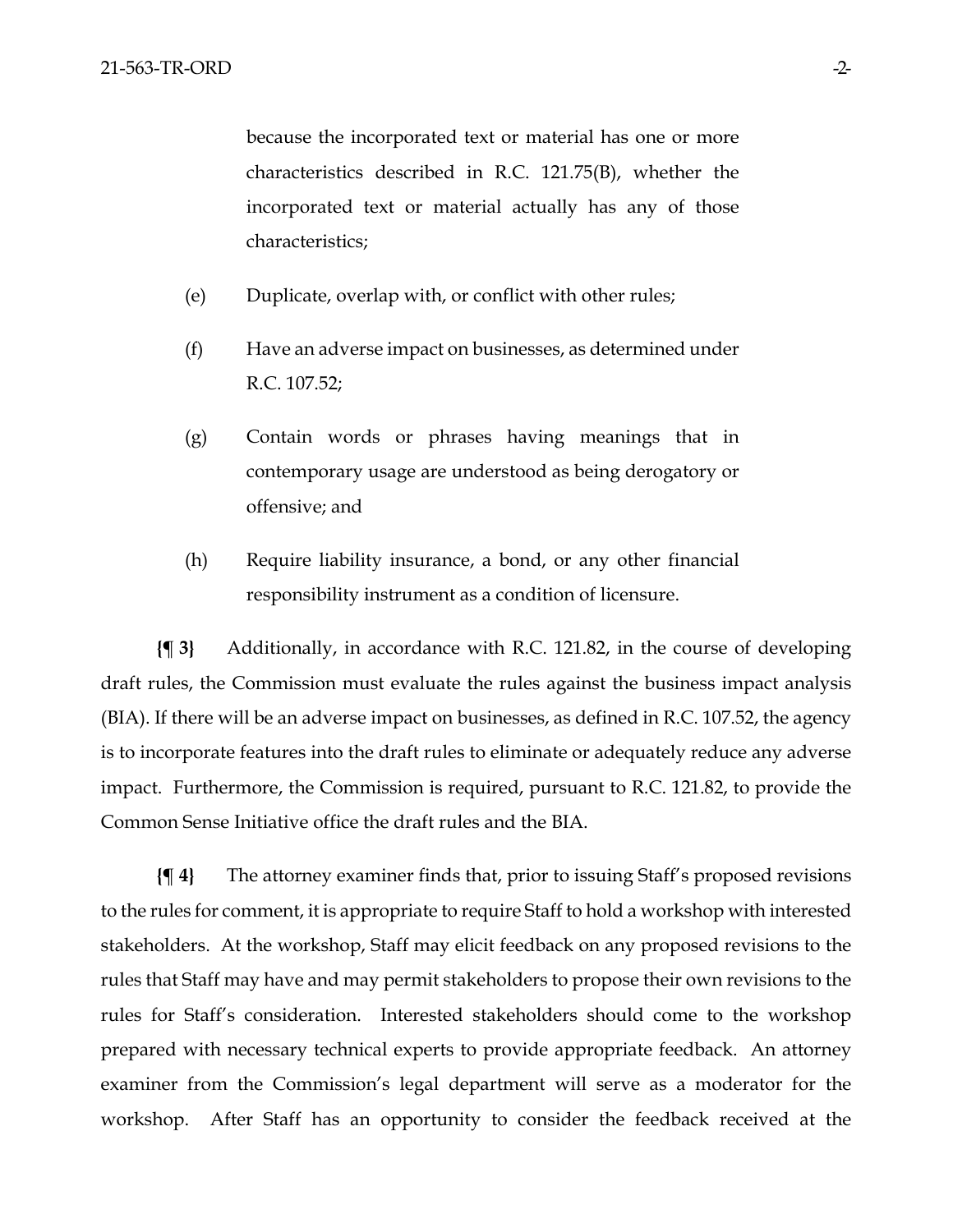because the incorporated text or material has one or more characteristics described in R.C. 121.75(B), whether the incorporated text or material actually has any of those characteristics;

(e) Duplicate, overlap with, or conflict with other rules;

(f) Have an adverse impact on businesses, as determined under R.C. 107.52;

(g) Contain words or phrases having meanings that in contemporary usage are understood as being derogatory or offensive; and

(h) Require liability insurance, a bond, or any other financial responsibility instrument as a condition of licensure.

**{¶ 3}** Additionally, in accordance with R.C. 121.82, in the course of developing draft rules, the Commission must evaluate the rules against the business impact analysis (BIA). If there will be an adverse impact on businesses, as defined in R.C. 107.52, the agency is to incorporate features into the draft rules to eliminate or adequately reduce any adverse impact. Furthermore, the Commission is required, pursuant to R.C. 121.82, to provide the Common Sense Initiative office the draft rules and the BIA.

**{¶ 4}** The attorney examiner finds that, prior to issuing Staff's proposed revisions to the rules for comment, it is appropriate to require Staff to hold a workshop with interested stakeholders. At the workshop, Staff may elicit feedback on any proposed revisions to the rules that Staff may have and may permit stakeholders to propose their own revisions to the rules for Staff's consideration. Interested stakeholders should come to the workshop prepared with necessary technical experts to provide appropriate feedback. An attorney examiner from the Commission's legal department will serve as a moderator for the workshop. After Staff has an opportunity to consider the feedback received at the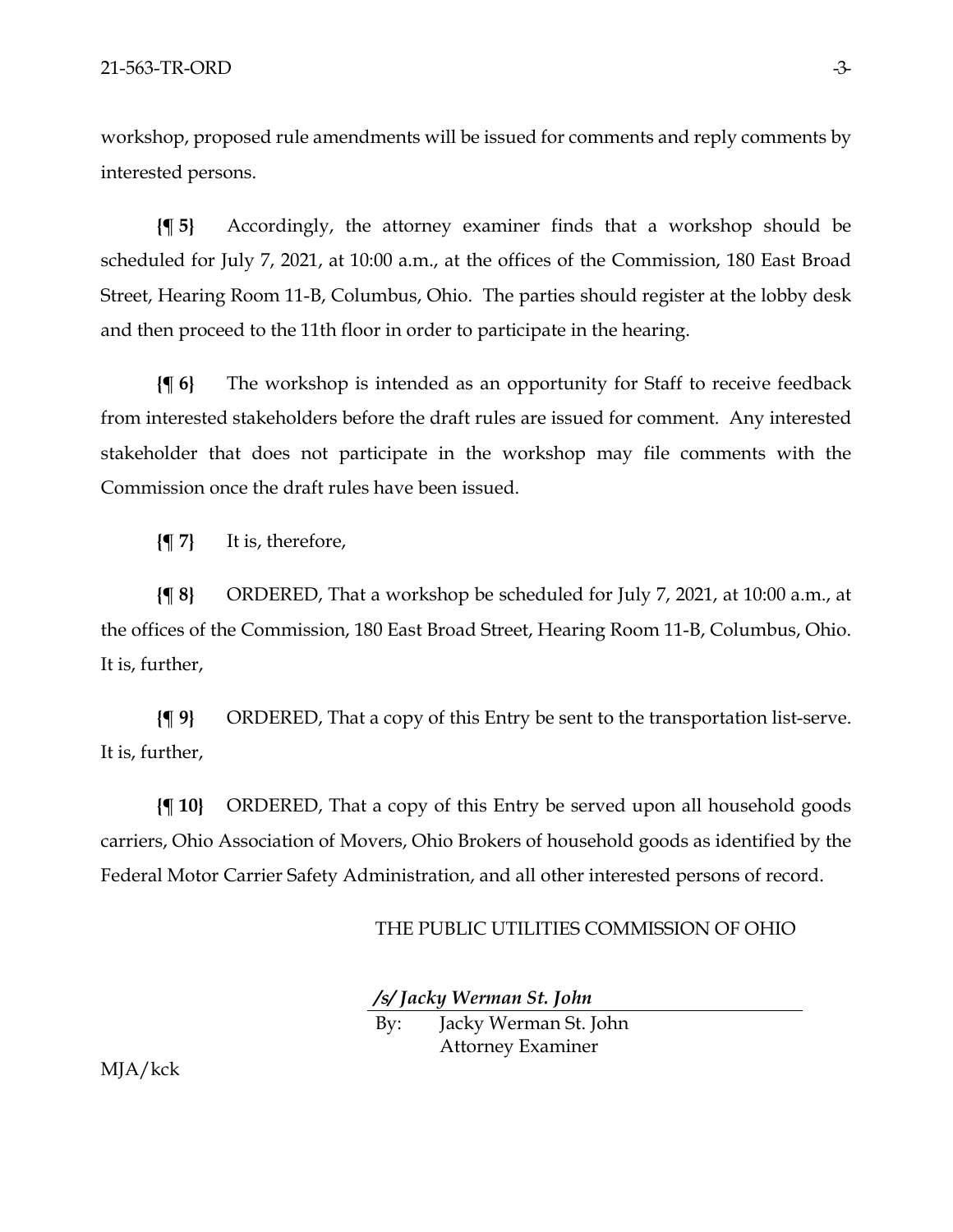workshop, proposed rule amendments will be issued for comments and reply comments by interested persons.

**{¶ 5}** Accordingly, the attorney examiner finds that a workshop should be scheduled for July 7, 2021, at 10:00 a.m., at the offices of the Commission, 180 East Broad Street, Hearing Room 11-B, Columbus, Ohio. The parties should register at the lobby desk and then proceed to the 11th floor in order to participate in the hearing.

**{¶ 6}** The workshop is intended as an opportunity for Staff to receive feedback from interested stakeholders before the draft rules are issued for comment. Any interested stakeholder that does not participate in the workshop may file comments with the Commission once the draft rules have been issued.

**{¶ 7}** It is, therefore,

**{¶ 8}** ORDERED, That a workshop be scheduled for July 7, 2021, at 10:00 a.m., at the offices of the Commission, 180 East Broad Street, Hearing Room 11-B, Columbus, Ohio. It is, further,

**{¶ 9}** ORDERED, That a copy of this Entry be sent to the transportation list-serve. It is, further,

**{¶ 10}** ORDERED, That a copy of this Entry be served upon all household goods carriers, Ohio Association of Movers, Ohio Brokers of household goods as identified by the Federal Motor Carrier Safety Administration, and all other interested persons of record.

THE PUBLIC UTILITIES COMMISSION OF OHIO

***/s/ Jacky Werman St. John***

By: Jacky Werman St. John
Attorney Examiner

MJA/kck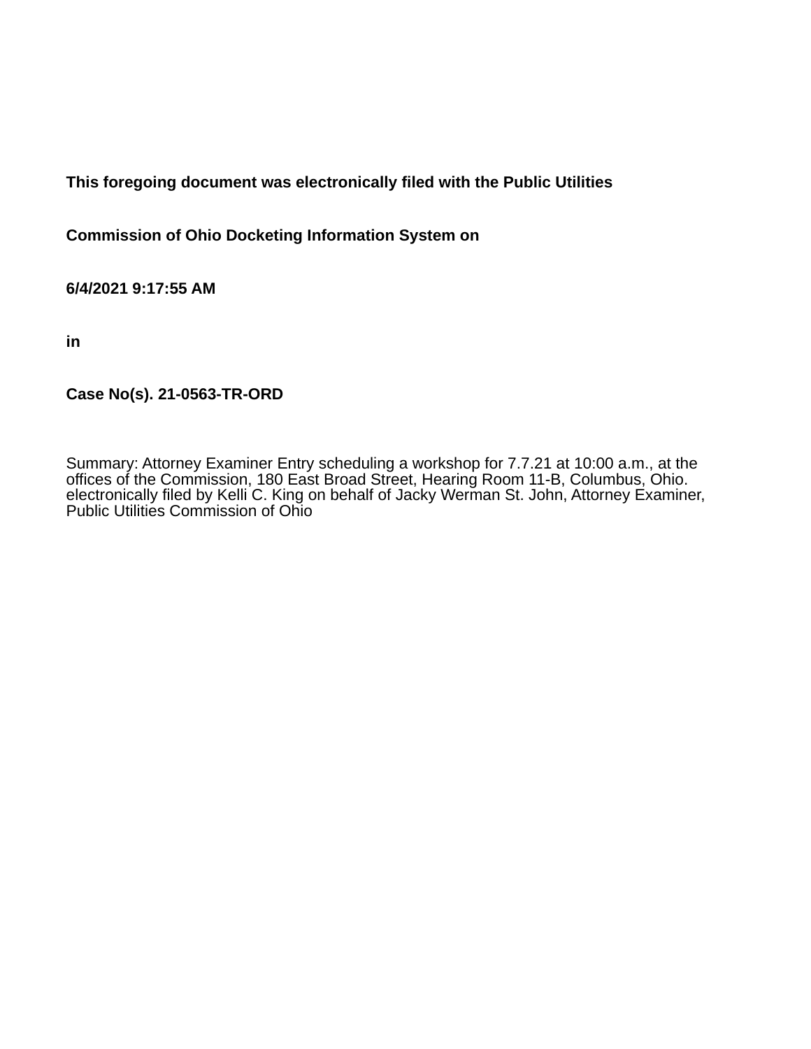**This foregoing document was electronically filed with the Public Utilities**

**Commission of Ohio Docketing Information System on**

**6/4/2021 9:17:55 AM**

**in**

**Case No(s). 21-0563-TR-ORD**

Summary: Attorney Examiner Entry scheduling a workshop for 7.7.21 at 10:00 a.m., at the offices of the Commission, 180 East Broad Street, Hearing Room 11-B, Columbus, Ohio. electronically filed by Kelli C. King on behalf of Jacky Werman St. John, Attorney Examiner, Public Utilities Commission of Ohio